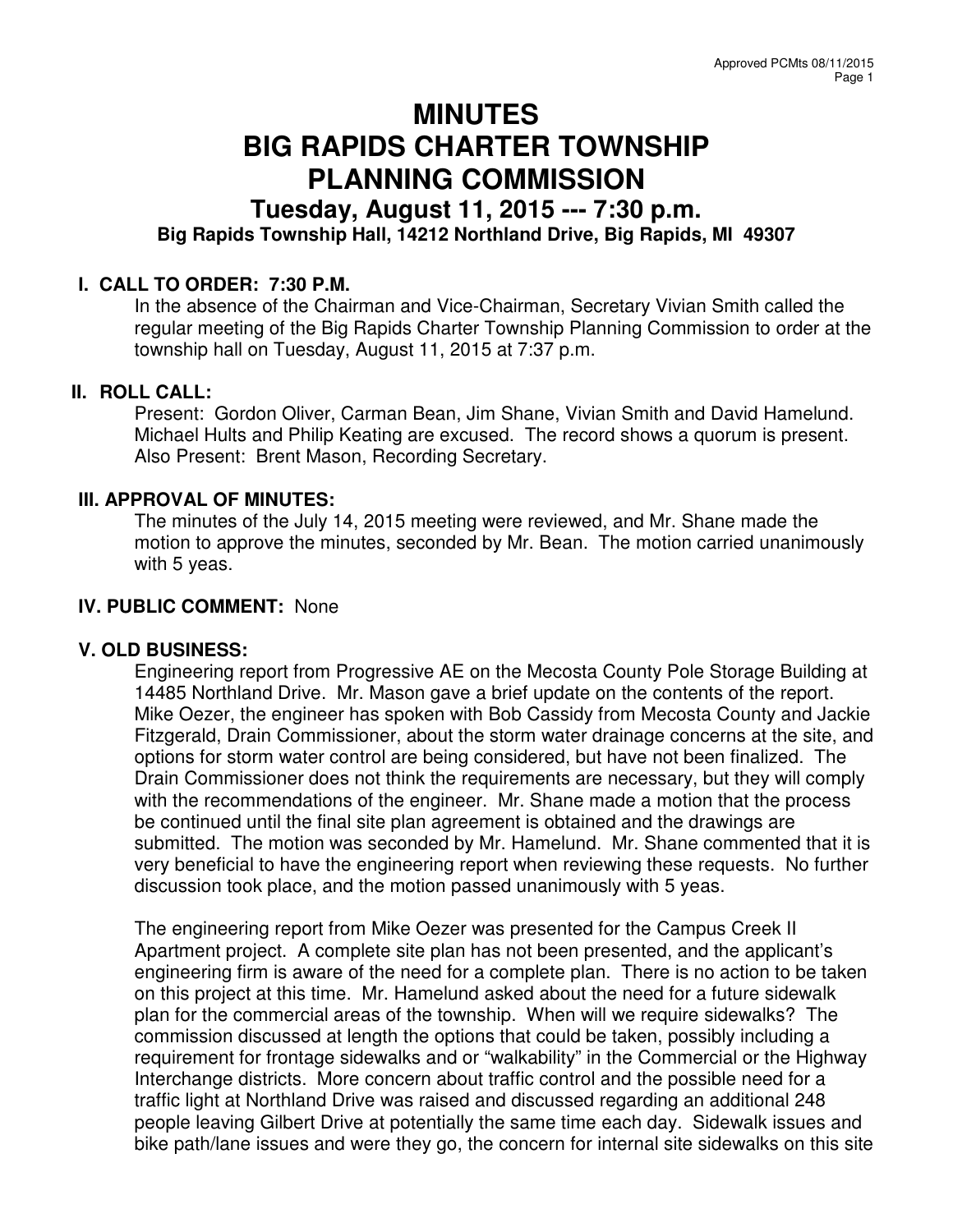# MINUTES
# BIG RAPIDS CHARTER TOWNSHIP
# PLANNING COMMISSION
## Tuesday, August 11, 2015 --- 7:30 p.m.
### Big Rapids Township Hall, 14212 Northland Drive, Big Rapids, MI 49307

**I. CALL TO ORDER: 7:30 P.M.**

In the absence of the Chairman and Vice-Chairman, Secretary Vivian Smith called the regular meeting of the Big Rapids Charter Township Planning Commission to order at the township hall on Tuesday, August 11, 2015 at 7:37 p.m.

**II. ROLL CALL:**

Present: Gordon Oliver, Carman Bean, Jim Shane, Vivian Smith and David Hamelund. Michael Hults and Philip Keating are excused. The record shows a quorum is present. Also Present: Brent Mason, Recording Secretary.

**III. APPROVAL OF MINUTES:**

The minutes of the July 14, 2015 meeting were reviewed, and Mr. Shane made the motion to approve the minutes, seconded by Mr. Bean. The motion carried unanimously with 5 yeas.

**IV. PUBLIC COMMENT:** None

**V. OLD BUSINESS:**

Engineering report from Progressive AE on the Mecosta County Pole Storage Building at 14485 Northland Drive. Mr. Mason gave a brief update on the contents of the report. Mike Oezer, the engineer has spoken with Bob Cassidy from Mecosta County and Jackie Fitzgerald, Drain Commissioner, about the storm water drainage concerns at the site, and options for storm water control are being considered, but have not been finalized. The Drain Commissioner does not think the requirements are necessary, but they will comply with the recommendations of the engineer. Mr. Shane made a motion that the process be continued until the final site plan agreement is obtained and the drawings are submitted. The motion was seconded by Mr. Hamelund. Mr. Shane commented that it is very beneficial to have the engineering report when reviewing these requests. No further discussion took place, and the motion passed unanimously with 5 yeas.

The engineering report from Mike Oezer was presented for the Campus Creek II Apartment project. A complete site plan has not been presented, and the applicant's engineering firm is aware of the need for a complete plan. There is no action to be taken on this project at this time. Mr. Hamelund asked about the need for a future sidewalk plan for the commercial areas of the township. When will we require sidewalks? The commission discussed at length the options that could be taken, possibly including a requirement for frontage sidewalks and or "walkability" in the Commercial or the Highway Interchange districts. More concern about traffic control and the possible need for a traffic light at Northland Drive was raised and discussed regarding an additional 248 people leaving Gilbert Drive at potentially the same time each day. Sidewalk issues and bike path/lane issues and were they go, the concern for internal site sidewalks on this site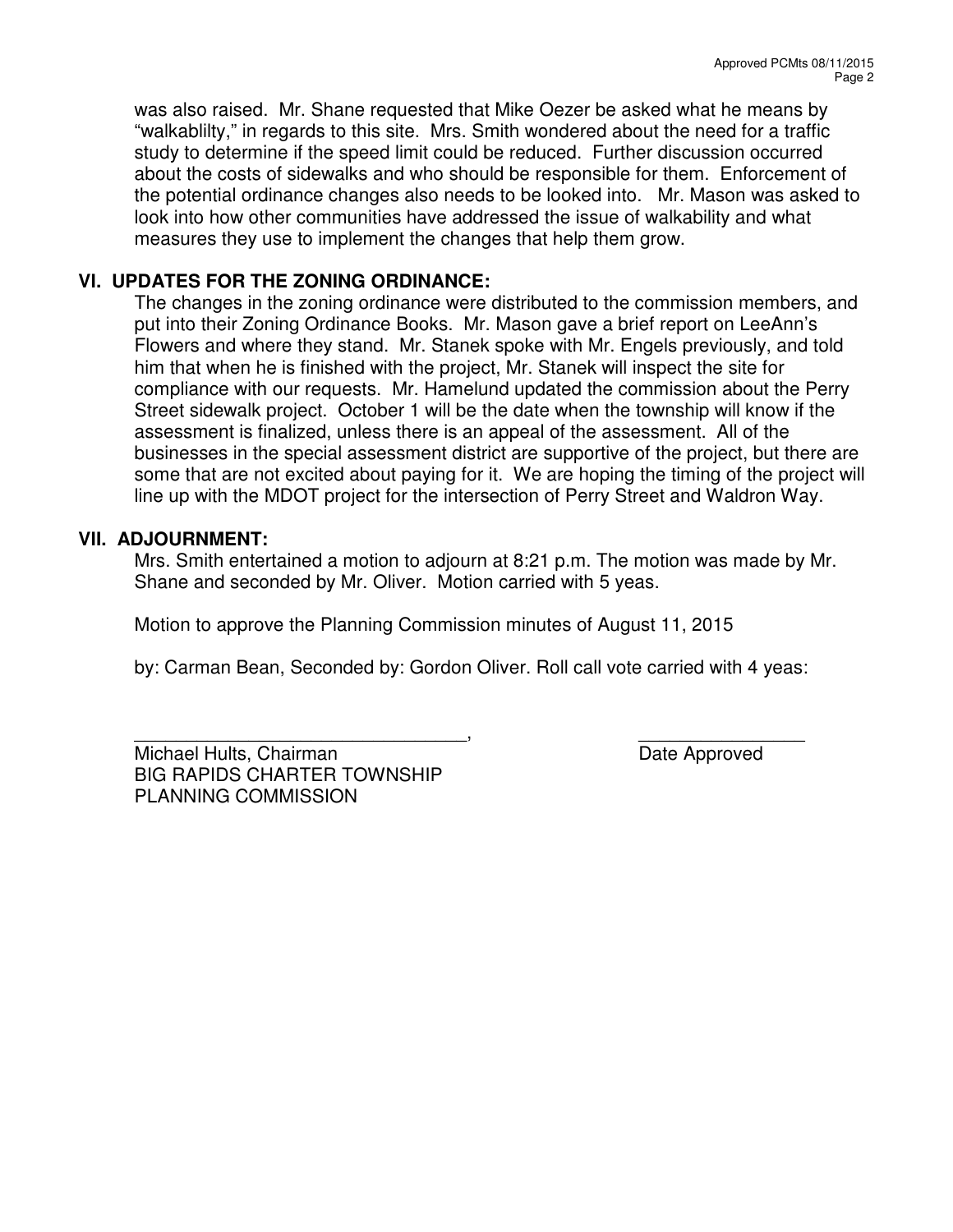was also raised. Mr. Shane requested that Mike Oezer be asked what he means by "walkablilty," in regards to this site. Mrs. Smith wondered about the need for a traffic study to determine if the speed limit could be reduced. Further discussion occurred about the costs of sidewalks and who should be responsible for them. Enforcement of the potential ordinance changes also needs to be looked into. Mr. Mason was asked to look into how other communities have addressed the issue of walkability and what measures they use to implement the changes that help them grow.

## VI. UPDATES FOR THE ZONING ORDINANCE:

The changes in the zoning ordinance were distributed to the commission members, and put into their Zoning Ordinance Books. Mr. Mason gave a brief report on LeeAnn's Flowers and where they stand. Mr. Stanek spoke with Mr. Engels previously, and told him that when he is finished with the project, Mr. Stanek will inspect the site for compliance with our requests. Mr. Hamelund updated the commission about the Perry Street sidewalk project. October 1 will be the date when the township will know if the assessment is finalized, unless there is an appeal of the assessment. All of the businesses in the special assessment district are supportive of the project, but there are some that are not excited about paying for it. We are hoping the timing of the project will line up with the MDOT project for the intersection of Perry Street and Waldron Way.

## VII. ADJOURNMENT:

Mrs. Smith entertained a motion to adjourn at 8:21 p.m. The motion was made by Mr. Shane and seconded by Mr. Oliver. Motion carried with 5 yeas.

Motion to approve the Planning Commission minutes of August 11, 2015

by: Carman Bean, Seconded by: Gordon Oliver. Roll call vote carried with 4 yeas:

_________________________________, ________________

Michael Hults, Chairman Date Approved
BIG RAPIDS CHARTER TOWNSHIP
PLANNING COMMISSION